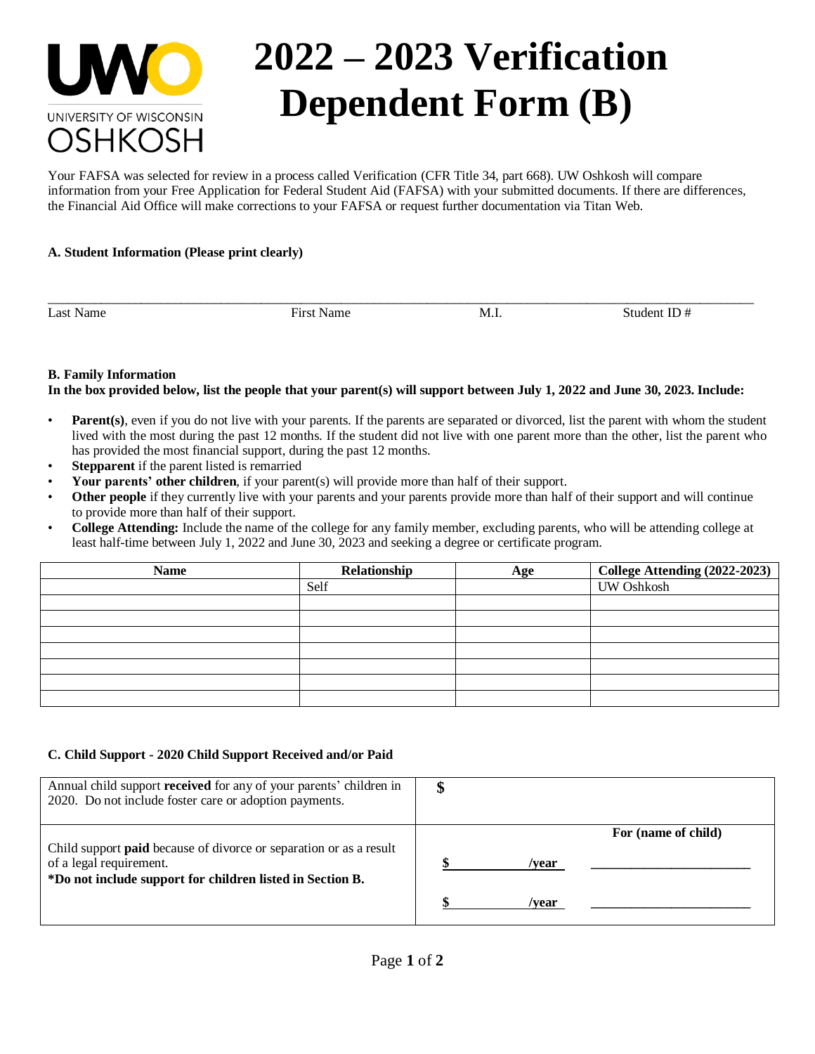# 2022 – 2023 Verification Dependent Form (B)

UNIVERSITY OF WISCONSIN OSHKOSH

Your FAFSA was selected for review in a process called Verification (CFR Title 34, part 668). UW Oshkosh will compare information from your Free Application for Federal Student Aid (FAFSA) with your submitted documents. If there are differences, the Financial Aid Office will make corrections to your FAFSA or request further documentation via Titan Web.

**A. Student Information (Please print clearly)**

| Last Name | First Name | M.I. | Student ID # |
|---|---|---|---|
| | | | |

**B. Family Information**

**In the box provided below, list the people that your parent(s) will support between July 1, 2022 and June 30, 2023. Include:**

- **Parent(s)**, even if you do not live with your parents. If the parents are separated or divorced, list the parent with whom the student lived with the most during the past 12 months. If the student did not live with one parent more than the other, list the parent who has provided the most financial support, during the past 12 months.
- **Stepparent** if the parent listed is remarried
- **Your parents' other children**, if your parent(s) will provide more than half of their support.
- **Other people** if they currently live with your parents and your parents provide more than half of their support and will continue to provide more than half of their support.
- **College Attending:** Include the name of the college for any family member, excluding parents, who will be attending college at least half-time between July 1, 2022 and June 30, 2023 and seeking a degree or certificate program.

| Name | Relationship | Age | College Attending (2022-2023) |
|---|---|---|---|
| | Self | | UW Oshkosh |
| | | | |
| | | | |
| | | | |
| | | | |
| | | | |
| | | | |
| | | | |

**C. Child Support - 2020 Child Support Received and/or Paid**

| | | |
|---|---|---|
| Annual child support **received** for any of your parents' children in 2020. Do not include foster care or adoption payments. | $ | |
| Child support **paid** because of divorce or separation or as a result of a legal requirement. **\*Do not include support for children listed in Section B.** | | **For (name of child)** |
| | **$ /year** | ______________________ |
| | **$ /year** | ______________________ |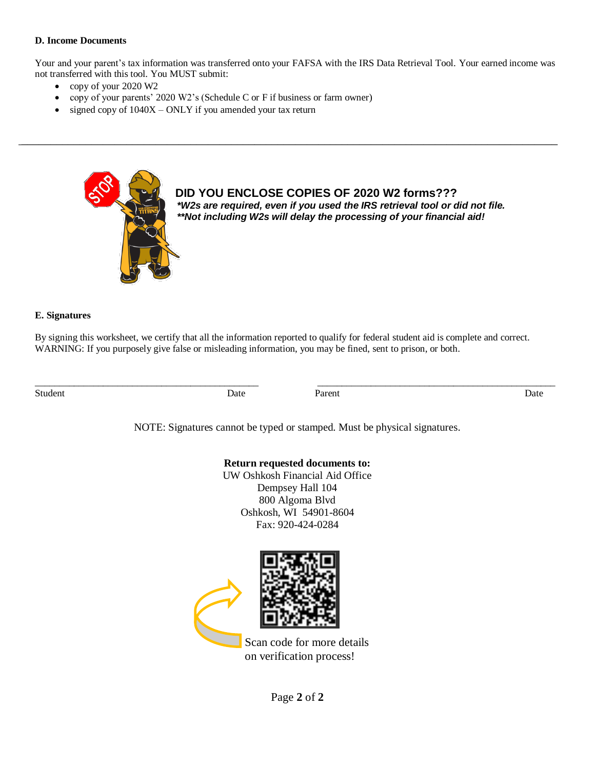**D. Income Documents**

Your and your parent's tax information was transferred onto your FAFSA with the IRS Data Retrieval Tool. Your earned income was not transferred with this tool. You MUST submit:

- copy of your 2020 W2
- copy of your parents' 2020 W2's (Schedule C or F if business or farm owner)
- signed copy of 1040X – ONLY if you amended your tax return

---

**DID YOU ENCLOSE COPIES OF 2020 W2 forms???**

***W2s are required, even if you used the IRS retrieval tool or did not file.***

*****Not including W2s will delay the processing of your financial aid!***

**E. Signatures**

By signing this worksheet, we certify that all the information reported to qualify for federal student aid is complete and correct. WARNING: If you purposely give false or misleading information, you may be fined, sent to prison, or both.

_______________________________________________ _______________________________________________

Student Date Parent Date

NOTE: Signatures cannot be typed or stamped. Must be physical signatures.

**Return requested documents to:**
UW Oshkosh Financial Aid Office
Dempsey Hall 104
800 Algoma Blvd
Oshkosh, WI 54901-8604
Fax: 920-424-0284

Scan code for more details on verification process!